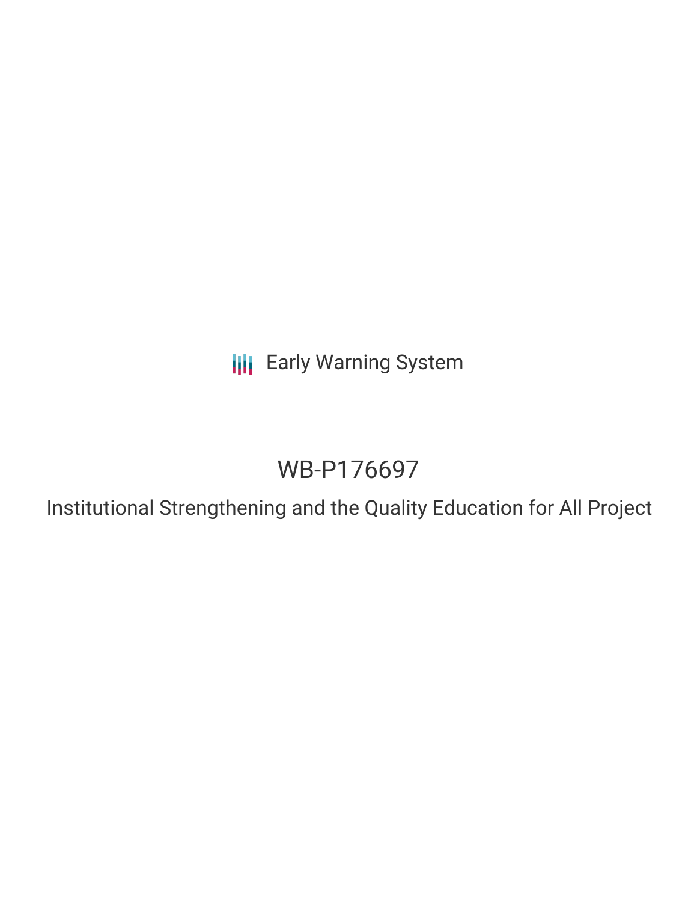Early Warning System

# WB-P176697

## Institutional Strengthening and the Quality Education for All Project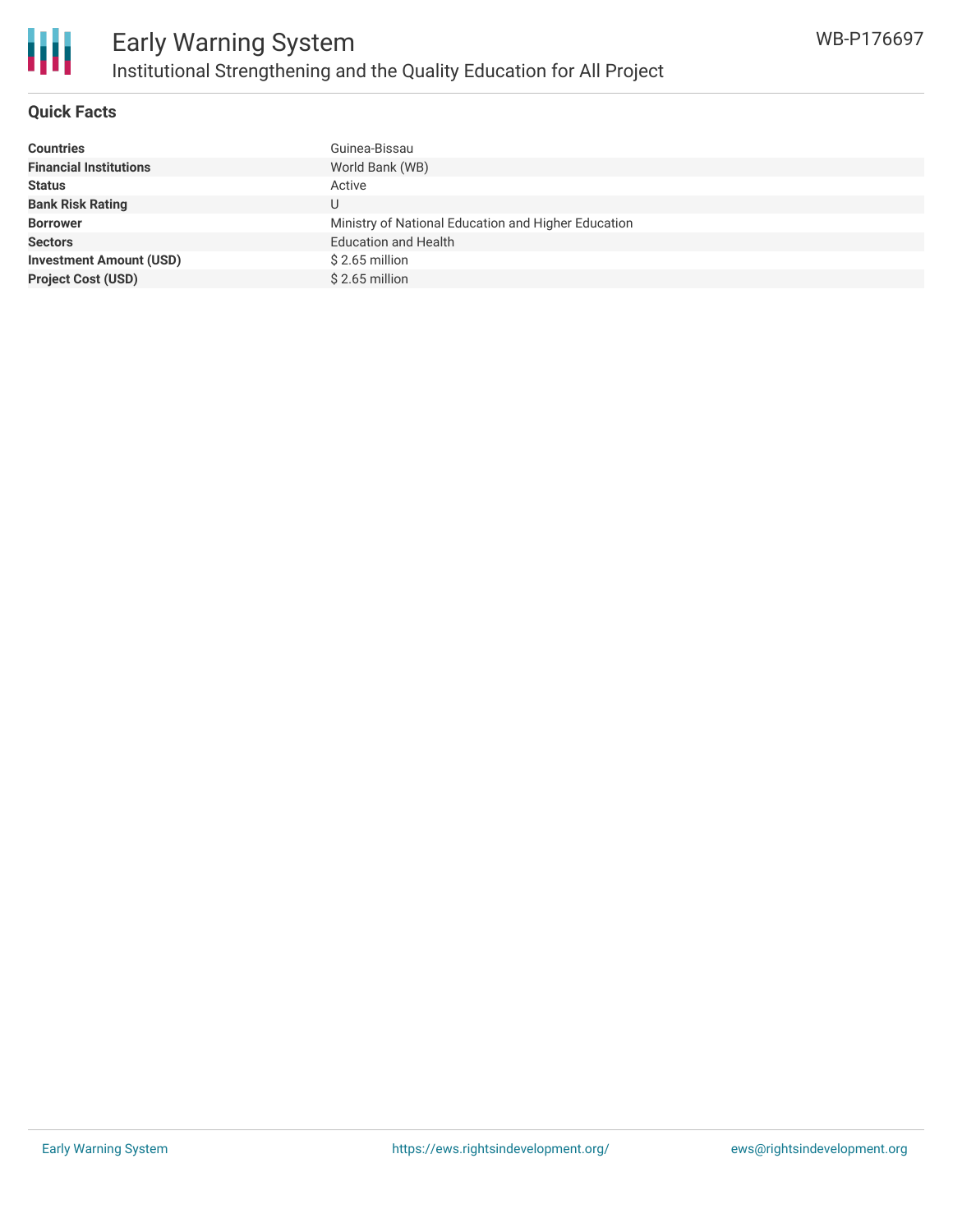# Early Warning System

## Institutional Strengthening and the Quality Education for All Project

WB-P176697

### Quick Facts

| | |
|---|---|
| **Countries** | Guinea-Bissau |
| **Financial Institutions** | World Bank (WB) |
| **Status** | Active |
| **Bank Risk Rating** | U |
| **Borrower** | Ministry of National Education and Higher Education |
| **Sectors** | Education and Health |
| **Investment Amount (USD)** | $ 2.65 million |
| **Project Cost (USD)** | $ 2.65 million |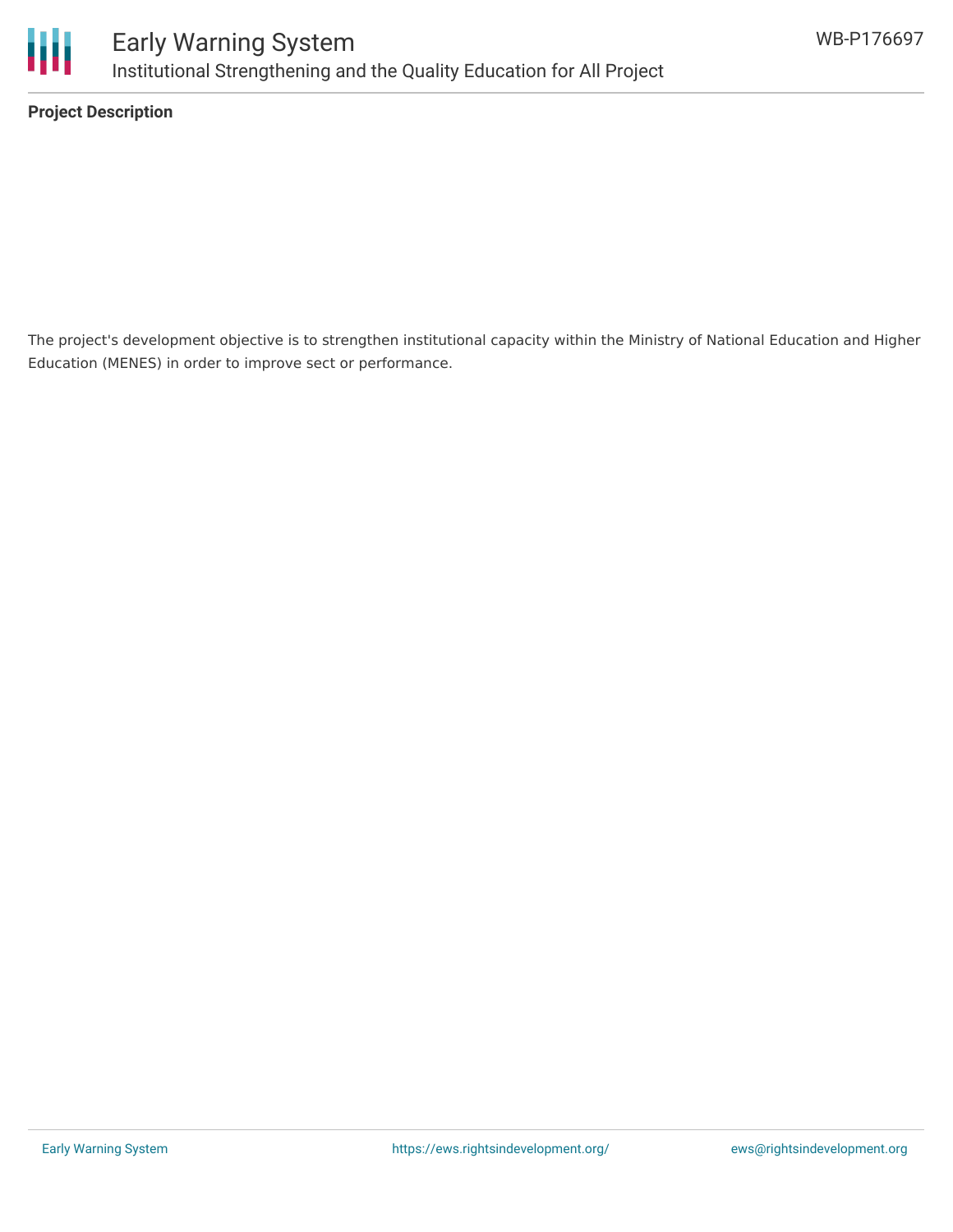**Project Description**

The project's development objective is to strengthen institutional capacity within the Ministry of National Education and Higher Education (MENES) in order to improve sect or performance.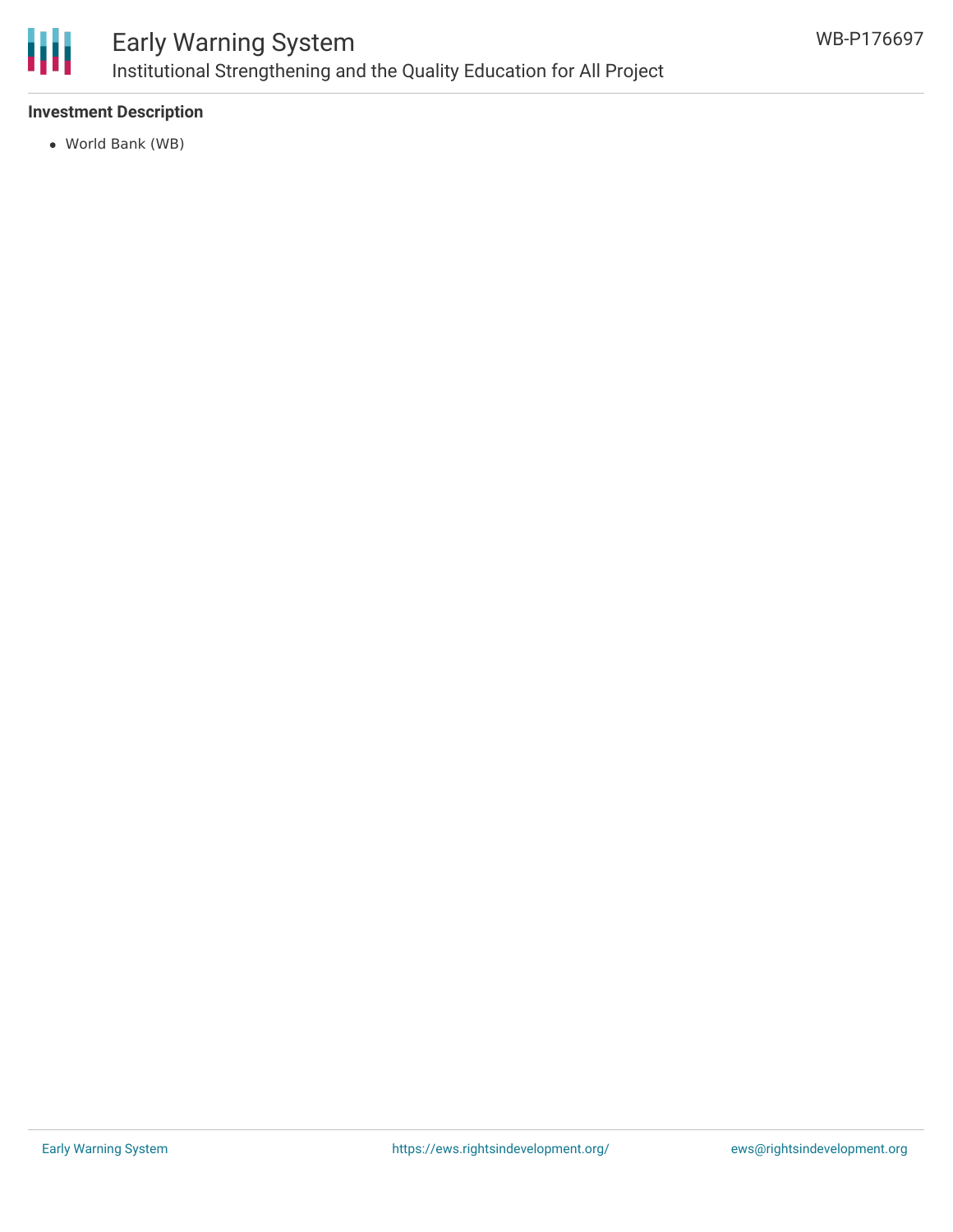### Investment Description

- World Bank (WB)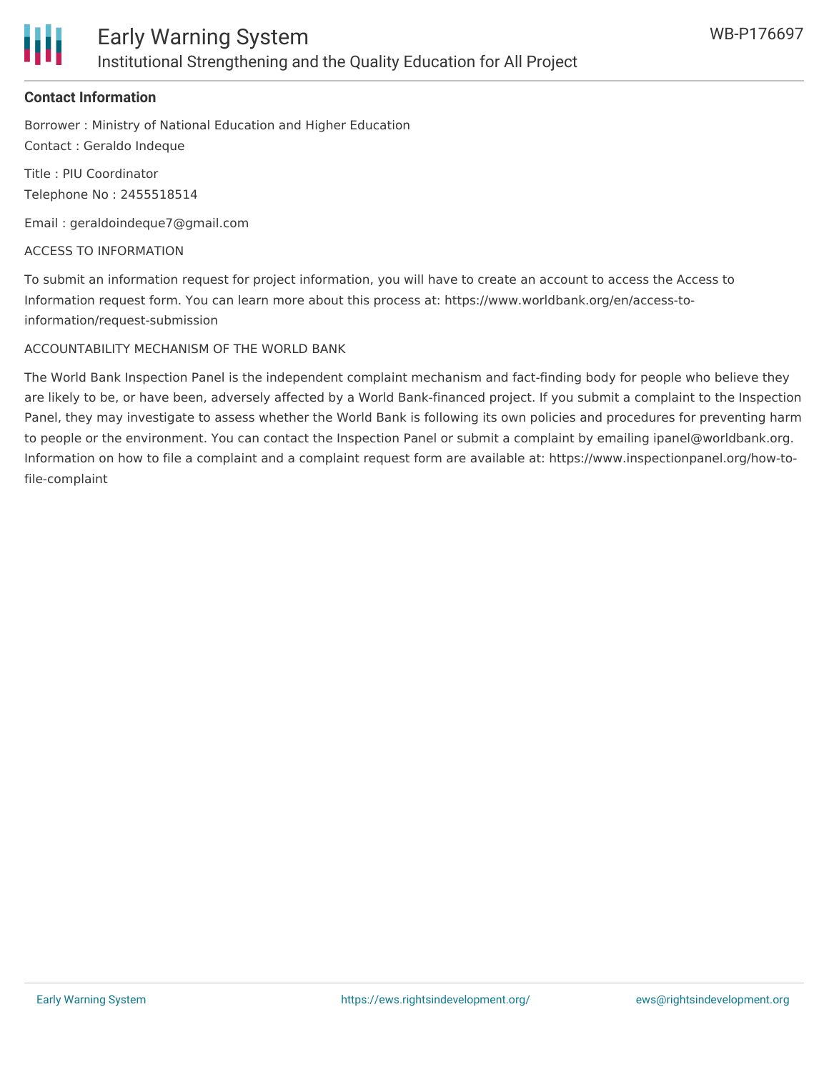**Contact Information**

Borrower : Ministry of National Education and Higher Education

Contact : Geraldo Indeque

Title : PIU Coordinator

Telephone No : 2455518514

Email : geraldoindeque7@gmail.com

ACCESS TO INFORMATION

To submit an information request for project information, you will have to create an account to access the Access to Information request form. You can learn more about this process at: https://www.worldbank.org/en/access-to-information/request-submission

ACCOUNTABILITY MECHANISM OF THE WORLD BANK

The World Bank Inspection Panel is the independent complaint mechanism and fact-finding body for people who believe they are likely to be, or have been, adversely affected by a World Bank-financed project. If you submit a complaint to the Inspection Panel, they may investigate to assess whether the World Bank is following its own policies and procedures for preventing harm to people or the environment. You can contact the Inspection Panel or submit a complaint by emailing ipanel@worldbank.org. Information on how to file a complaint and a complaint request form are available at: https://www.inspectionpanel.org/how-to-file-complaint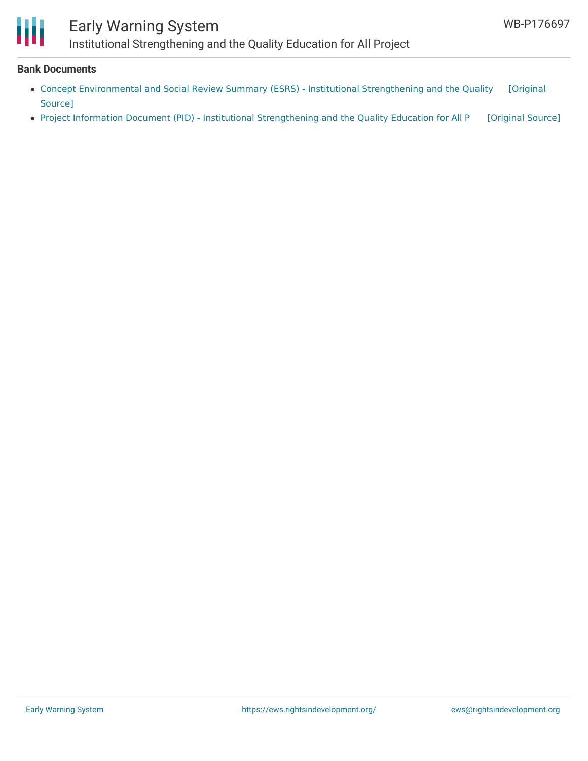**Bank Documents**

- Concept Environmental and Social Review Summary (ESRS) - Institutional Strengthening and the Quality [Original Source]
- Project Information Document (PID) - Institutional Strengthening and the Quality Education for All P [Original Source]